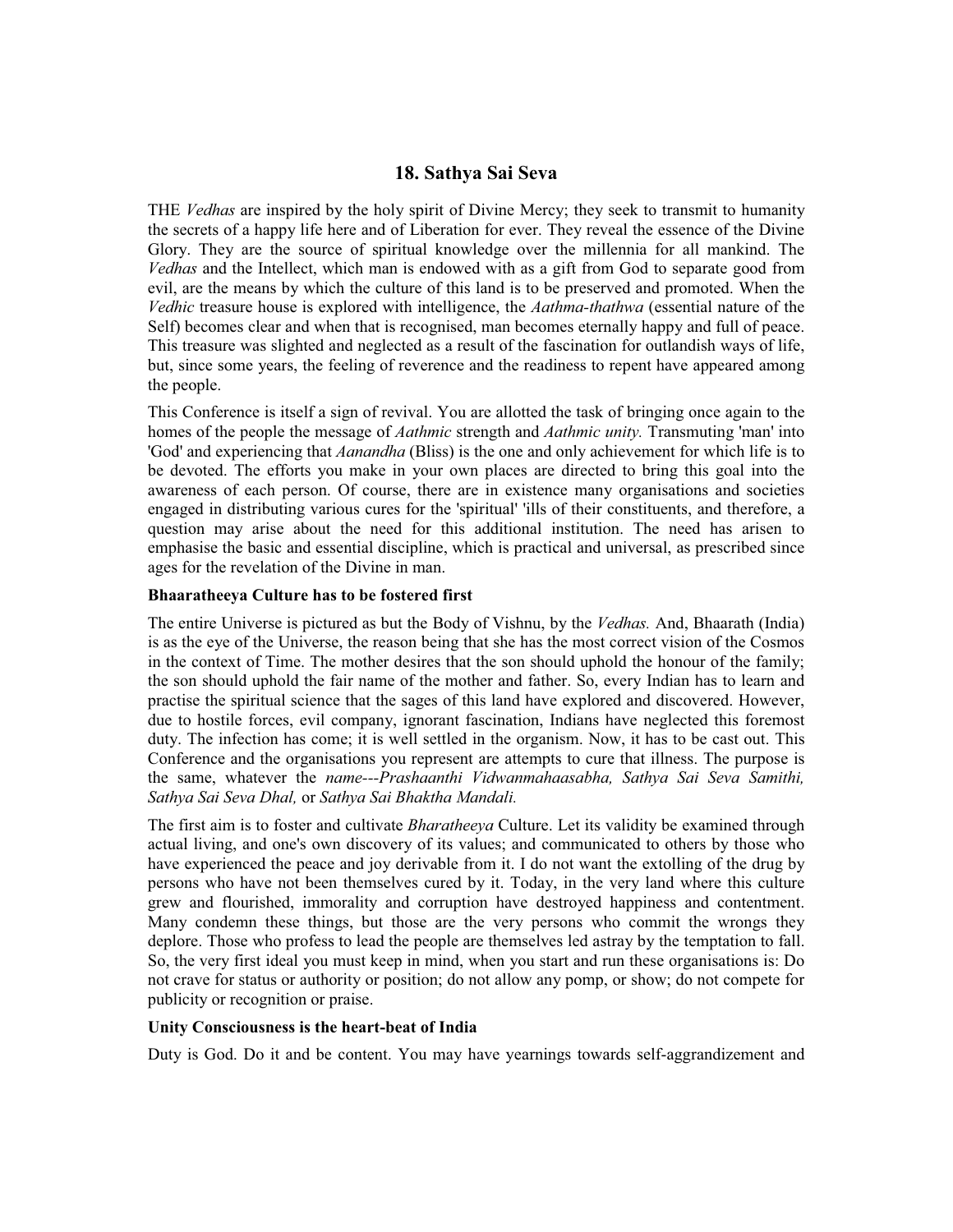## 18. Sathya Sai Seva

THE *Vedhas* are inspired by the holy spirit of Divine Mercy; they seek to transmit to humanity the secrets of a happy life here and of Liberation for ever. They reveal the essence of the Divine Glory. They are the source of spiritual knowledge over the millennia for all mankind. The *Vedhas* and the Intellect, which man is endowed with as a gift from God to separate good from evil, are the means by which the culture of this land is to be preserved and promoted. When the *Vedhic* treasure house is explored with intelligence, the *Aathma-thathwa* (essential nature of the Self) becomes clear and when that is recognised, man becomes eternally happy and full of peace. This treasure was slighted and neglected as a result of the fascination for outlandish ways of life, but, since some years, the feeling of reverence and the readiness to repent have appeared among the people.

This Conference is itself a sign of revival. You are allotted the task of bringing once again to the homes of the people the message of *Aathmic* strength and *Aathmic unity.* Transmuting 'man' into 'God' and experiencing that *Aanandha* (Bliss) is the one and only achievement for which life is to be devoted. The efforts you make in your own places are directed to bring this goal into the awareness of each person. Of course, there are in existence many organisations and societies engaged in distributing various cures for the 'spiritual' 'ills of their constituents, and therefore, a question may arise about the need for this additional institution. The need has arisen to emphasise the basic and essential discipline, which is practical and universal, as prescribed since ages for the revelation of the Divine in man.

### Bhaaratheeya Culture has to be fostered first

The entire Universe is pictured as but the Body of Vishnu, by the *Vedhas.* And, Bhaarath (India) is as the eye of the Universe, the reason being that she has the most correct vision of the Cosmos in the context of Time. The mother desires that the son should uphold the honour of the family; the son should uphold the fair name of the mother and father. So, every Indian has to learn and practise the spiritual science that the sages of this land have explored and discovered. However, due to hostile forces, evil company, ignorant fascination, Indians have neglected this foremost duty. The infection has come; it is well settled in the organism. Now, it has to be cast out. This Conference and the organisations you represent are attempts to cure that illness. The purpose is the same, whatever the *name---Prashaanthi Vidwanmahaasabha, Sathya Sai Seva Samithi, Sathya Sai Seva Dhal,* or *Sathya Sai Bhaktha Mandali.*

The first aim is to foster and cultivate *Bharatheeya* Culture. Let its validity be examined through actual living, and one's own discovery of its values; and communicated to others by those who have experienced the peace and joy derivable from it. I do not want the extolling of the drug by persons who have not been themselves cured by it. Today, in the very land where this culture grew and flourished, immorality and corruption have destroyed happiness and contentment. Many condemn these things, but those are the very persons who commit the wrongs they deplore. Those who profess to lead the people are themselves led astray by the temptation to fall. So, the very first ideal you must keep in mind, when you start and run these organisations is: Do not crave for status or authority or position; do not allow any pomp, or show; do not compete for publicity or recognition or praise.

### Unity Consciousness is the heart-beat of India

Duty is God. Do it and be content. You may have yearnings towards self-aggrandizement and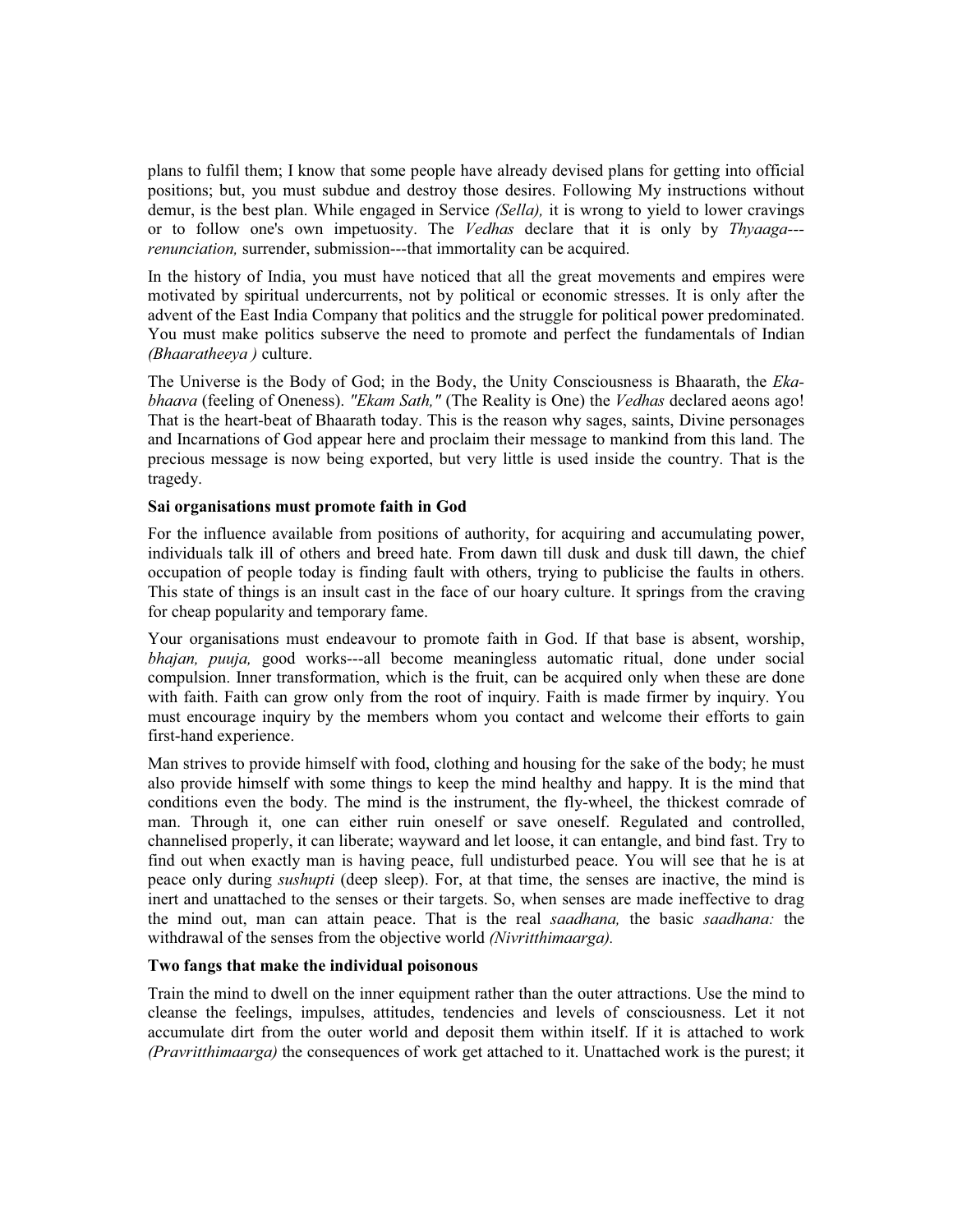plans to fulfil them; I know that some people have already devised plans for getting into official positions; but, you must subdue and destroy those desires. Following My instructions without demur, is the best plan. While engaged in Service *(Sella),* it is wrong to yield to lower cravings or to follow one's own impetuosity. The *Vedhas* declare that it is only by *Thyaaga---renunciation,* surrender, submission---that immortality can be acquired.

In the history of India, you must have noticed that all the great movements and empires were motivated by spiritual undercurrents, not by political or economic stresses. It is only after the advent of the East India Company that politics and the struggle for political power predominated. You must make politics subserve the need to promote and perfect the fundamentals of Indian *(Bhaaratheeya )* culture.

The Universe is the Body of God; in the Body, the Unity Consciousness is Bhaarath, the *Eka-bhaava* (feeling of Oneness). *"Ekam Sath,"* (The Reality is One) the *Vedhas* declared aeons ago! That is the heart-beat of Bhaarath today. This is the reason why sages, saints, Divine personages and Incarnations of God appear here and proclaim their message to mankind from this land. The precious message is now being exported, but very little is used inside the country. That is the tragedy.

**Sai organisations must promote faith in God**

For the influence available from positions of authority, for acquiring and accumulating power, individuals talk ill of others and breed hate. From dawn till dusk and dusk till dawn, the chief occupation of people today is finding fault with others, trying to publicise the faults in others. This state of things is an insult cast in the face of our hoary culture. It springs from the craving for cheap popularity and temporary fame.

Your organisations must endeavour to promote faith in God. If that base is absent, worship, *bhajan, puuja,* good works---all become meaningless automatic ritual, done under social compulsion. Inner transformation, which is the fruit, can be acquired only when these are done with faith. Faith can grow only from the root of inquiry. Faith is made firmer by inquiry. You must encourage inquiry by the members whom you contact and welcome their efforts to gain first-hand experience.

Man strives to provide himself with food, clothing and housing for the sake of the body; he must also provide himself with some things to keep the mind healthy and happy. It is the mind that conditions even the body. The mind is the instrument, the fly-wheel, the thickest comrade of man. Through it, one can either ruin oneself or save oneself. Regulated and controlled, channelised properly, it can liberate; wayward and let loose, it can entangle, and bind fast. Try to find out when exactly man is having peace, full undisturbed peace. You will see that he is at peace only during *sushupti* (deep sleep). For, at that time, the senses are inactive, the mind is inert and unattached to the senses or their targets. So, when senses are made ineffective to drag the mind out, man can attain peace. That is the real *saadhana,* the basic *saadhana:* the withdrawal of the senses from the objective world *(Nivritthimaarga).*

**Two fangs that make the individual poisonous**

Train the mind to dwell on the inner equipment rather than the outer attractions. Use the mind to cleanse the feelings, impulses, attitudes, tendencies and levels of consciousness. Let it not accumulate dirt from the outer world and deposit them within itself. If it is attached to work *(Pravritthimaarga)* the consequences of work get attached to it. Unattached work is the purest; it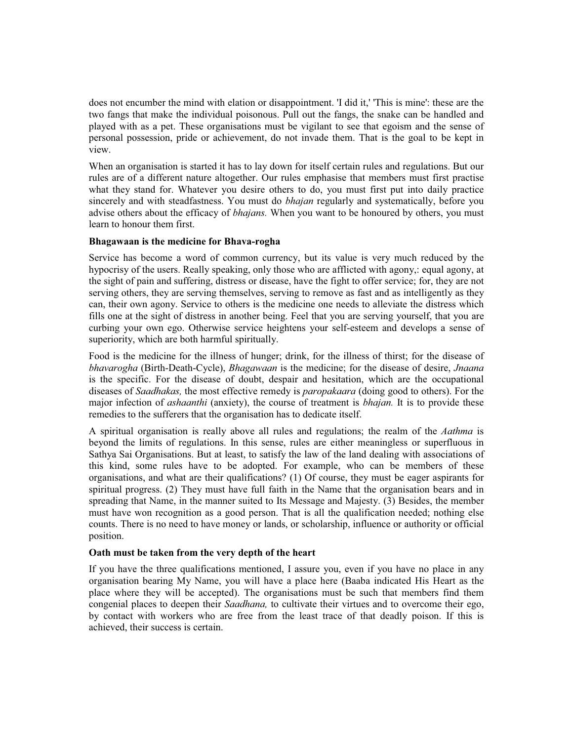does not encumber the mind with elation or disappointment. 'I did it,' 'This is mine': these are the two fangs that make the individual poisonous. Pull out the fangs, the snake can be handled and played with as a pet. These organisations must be vigilant to see that egoism and the sense of personal possession, pride or achievement, do not invade them. That is the goal to be kept in view.

When an organisation is started it has to lay down for itself certain rules and regulations. But our rules are of a different nature altogether. Our rules emphasise that members must first practise what they stand for. Whatever you desire others to do, you must first put into daily practice sincerely and with steadfastness. You must do *bhajan* regularly and systematically, before you advise others about the efficacy of *bhajans.* When you want to be honoured by others, you must learn to honour them first.

**Bhagawaan is the medicine for Bhava-rogha**

Service has become a word of common currency, but its value is very much reduced by the hypocrisy of the users. Really speaking, only those who are afflicted with agony,: equal agony, at the sight of pain and suffering, distress or disease, have the fight to offer service; for, they are not serving others, they are serving themselves, serving to remove as fast and as intelligently as they can, their own agony. Service to others is the medicine one needs to alleviate the distress which fills one at the sight of distress in another being. Feel that you are serving yourself, that you are curbing your own ego. Otherwise service heightens your self-esteem and develops a sense of superiority, which are both harmful spiritually.

Food is the medicine for the illness of hunger; drink, for the illness of thirst; for the disease of *bhavarogha* (Birth-Death-Cycle), *Bhagawaan* is the medicine; for the disease of desire, *Jnaana* is the specific. For the disease of doubt, despair and hesitation, which are the occupational diseases of *Saadhakas,* the most effective remedy is *paropakaara* (doing good to others). For the major infection of *ashaanthi* (anxiety), the course of treatment is *bhajan.* It is to provide these remedies to the sufferers that the organisation has to dedicate itself.

A spiritual organisation is really above all rules and regulations; the realm of the *Aathma* is beyond the limits of regulations. In this sense, rules are either meaningless or superfluous in Sathya Sai Organisations. But at least, to satisfy the law of the land dealing with associations of this kind, some rules have to be adopted. For example, who can be members of these organisations, and what are their qualifications? (1) Of course, they must be eager aspirants for spiritual progress. (2) They must have full faith in the Name that the organisation bears and in spreading that Name, in the manner suited to Its Message and Majesty. (3) Besides, the member must have won recognition as a good person. That is all the qualification needed; nothing else counts. There is no need to have money or lands, or scholarship, influence or authority or official position.

**Oath must be taken from the very depth of the heart**

If you have the three qualifications mentioned, I assure you, even if you have no place in any organisation bearing My Name, you will have a place here (Baaba indicated His Heart as the place where they will be accepted). The organisations must be such that members find them congenial places to deepen their *Saadhana,* to cultivate their virtues and to overcome their ego, by contact with workers who are free from the least trace of that deadly poison. If this is achieved, their success is certain.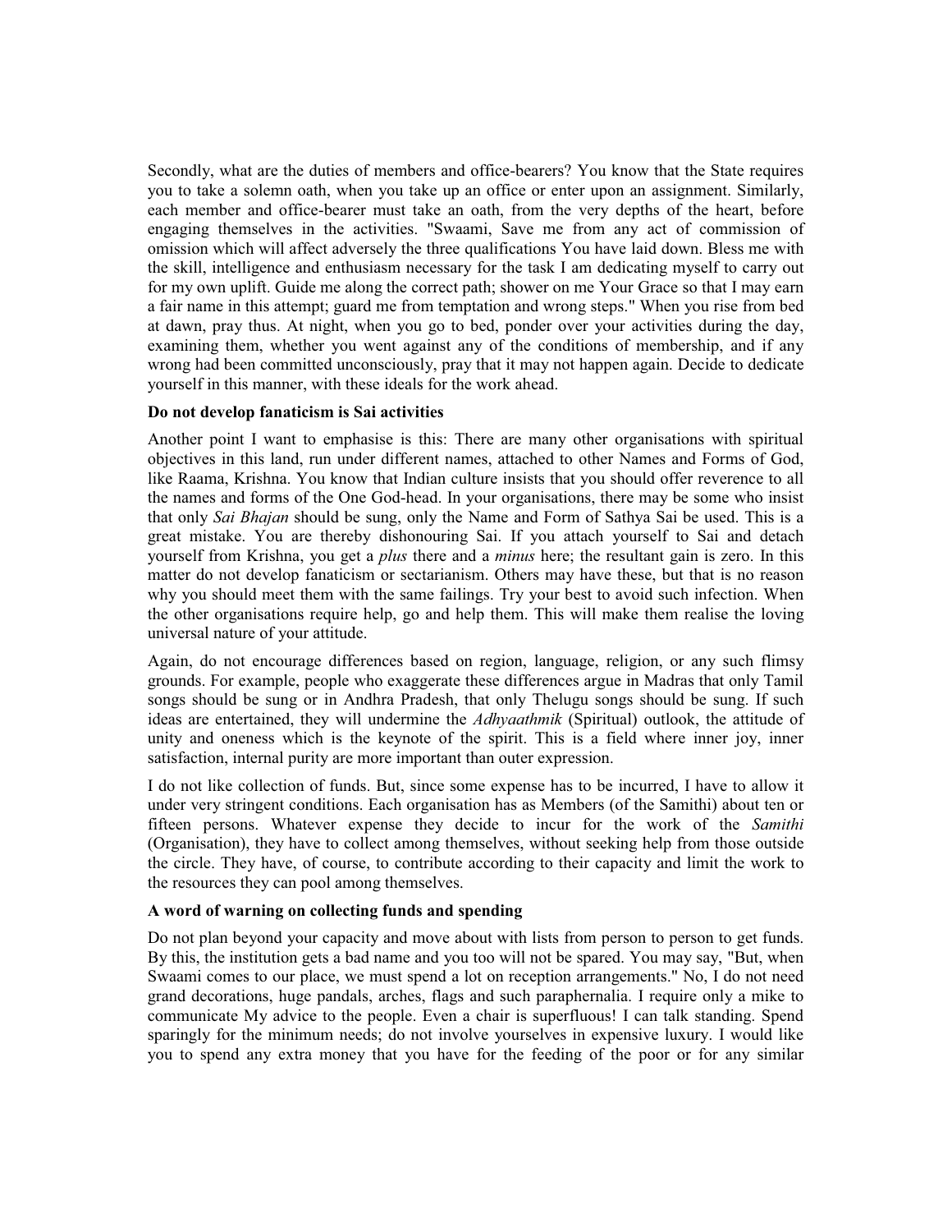Secondly, what are the duties of members and office-bearers? You know that the State requires you to take a solemn oath, when you take up an office or enter upon an assignment. Similarly, each member and office-bearer must take an oath, from the very depths of the heart, before engaging themselves in the activities. "Swaami, Save me from any act of commission of omission which will affect adversely the three qualifications You have laid down. Bless me with the skill, intelligence and enthusiasm necessary for the task I am dedicating myself to carry out for my own uplift. Guide me along the correct path; shower on me Your Grace so that I may earn a fair name in this attempt; guard me from temptation and wrong steps." When you rise from bed at dawn, pray thus. At night, when you go to bed, ponder over your activities during the day, examining them, whether you went against any of the conditions of membership, and if any wrong had been committed unconsciously, pray that it may not happen again. Decide to dedicate yourself in this manner, with these ideals for the work ahead.

**Do not develop fanaticism is Sai activities**

Another point I want to emphasise is this: There are many other organisations with spiritual objectives in this land, run under different names, attached to other Names and Forms of God, like Raama, Krishna. You know that Indian culture insists that you should offer reverence to all the names and forms of the One God-head. In your organisations, there may be some who insist that only *Sai Bhajan* should be sung, only the Name and Form of Sathya Sai be used. This is a great mistake. You are thereby dishonouring Sai. If you attach yourself to Sai and detach yourself from Krishna, you get a *plus* there and a *minus* here; the resultant gain is zero. In this matter do not develop fanaticism or sectarianism. Others may have these, but that is no reason why you should meet them with the same failings. Try your best to avoid such infection. When the other organisations require help, go and help them. This will make them realise the loving universal nature of your attitude.

Again, do not encourage differences based on region, language, religion, or any such flimsy grounds. For example, people who exaggerate these differences argue in Madras that only Tamil songs should be sung or in Andhra Pradesh, that only Thelugu songs should be sung. If such ideas are entertained, they will undermine the *Adhyaathmik* (Spiritual) outlook, the attitude of unity and oneness which is the keynote of the spirit. This is a field where inner joy, inner satisfaction, internal purity are more important than outer expression.

I do not like collection of funds. But, since some expense has to be incurred, I have to allow it under very stringent conditions. Each organisation has as Members (of the Samithi) about ten or fifteen persons. Whatever expense they decide to incur for the work of the *Samithi* (Organisation), they have to collect among themselves, without seeking help from those outside the circle. They have, of course, to contribute according to their capacity and limit the work to the resources they can pool among themselves.

**A word of warning on collecting funds and spending**

Do not plan beyond your capacity and move about with lists from person to person to get funds. By this, the institution gets a bad name and you too will not be spared. You may say, "But, when Swaami comes to our place, we must spend a lot on reception arrangements." No, I do not need grand decorations, huge pandals, arches, flags and such paraphernalia. I require only a mike to communicate My advice to the people. Even a chair is superfluous! I can talk standing. Spend sparingly for the minimum needs; do not involve yourselves in expensive luxury. I would like you to spend any extra money that you have for the feeding of the poor or for any similar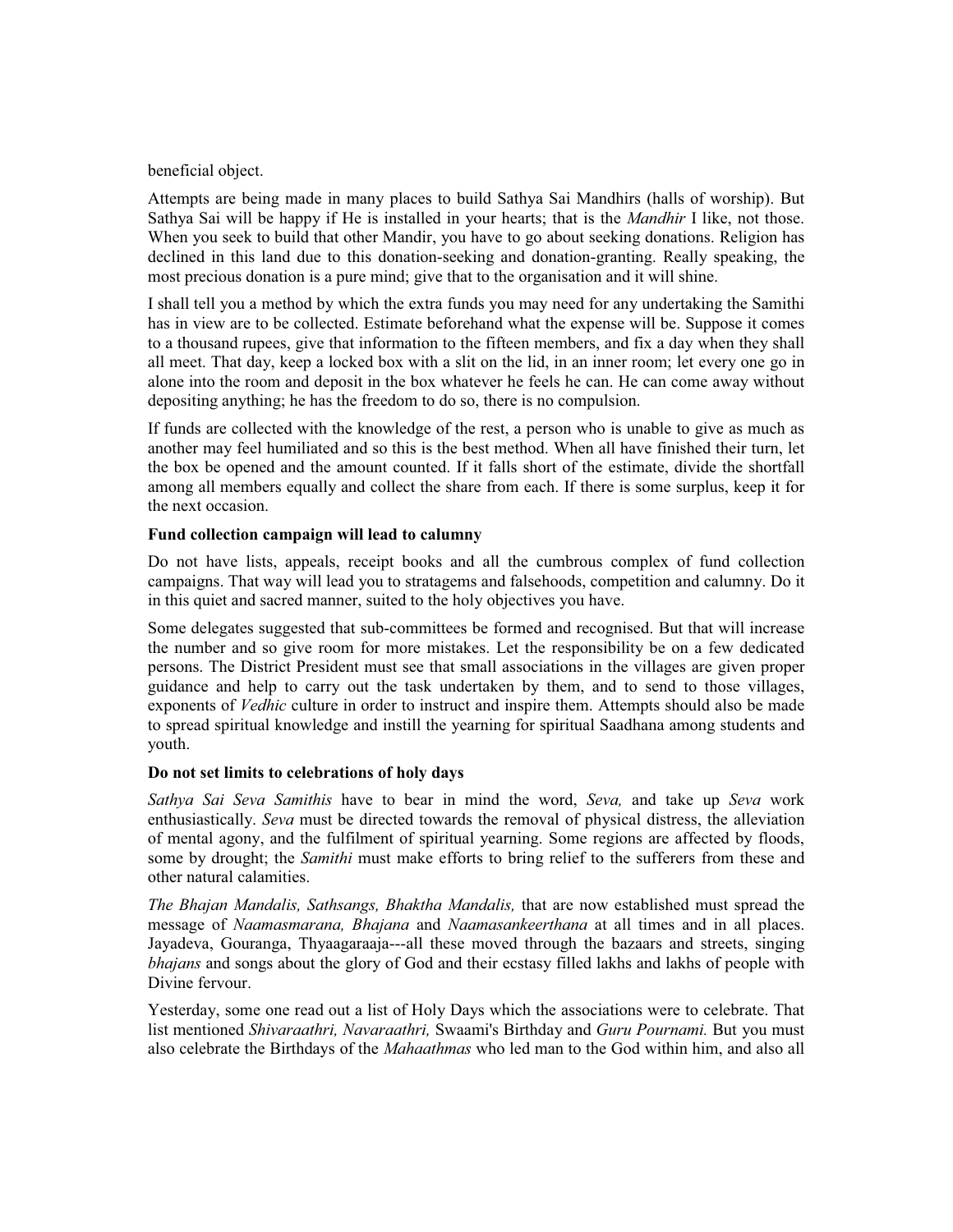beneficial object.

Attempts are being made in many places to build Sathya Sai Mandhirs (halls of worship). But Sathya Sai will be happy if He is installed in your hearts; that is the *Mandhir* I like, not those. When you seek to build that other Mandir, you have to go about seeking donations. Religion has declined in this land due to this donation-seeking and donation-granting. Really speaking, the most precious donation is a pure mind; give that to the organisation and it will shine.

I shall tell you a method by which the extra funds you may need for any undertaking the Samithi has in view are to be collected. Estimate beforehand what the expense will be. Suppose it comes to a thousand rupees, give that information to the fifteen members, and fix a day when they shall all meet. That day, keep a locked box with a slit on the lid, in an inner room; let every one go in alone into the room and deposit in the box whatever he feels he can. He can come away without depositing anything; he has the freedom to do so, there is no compulsion.

If funds are collected with the knowledge of the rest, a person who is unable to give as much as another may feel humiliated and so this is the best method. When all have finished their turn, let the box be opened and the amount counted. If it falls short of the estimate, divide the shortfall among all members equally and collect the share from each. If there is some surplus, keep it for the next occasion.

**Fund collection campaign will lead to calumny**

Do not have lists, appeals, receipt books and all the cumbrous complex of fund collection campaigns. That way will lead you to stratagems and falsehoods, competition and calumny. Do it in this quiet and sacred manner, suited to the holy objectives you have.

Some delegates suggested that sub-committees be formed and recognised. But that will increase the number and so give room for more mistakes. Let the responsibility be on a few dedicated persons. The District President must see that small associations in the villages are given proper guidance and help to carry out the task undertaken by them, and to send to those villages, exponents of *Vedhic* culture in order to instruct and inspire them. Attempts should also be made to spread spiritual knowledge and instill the yearning for spiritual Saadhana among students and youth.

**Do not set limits to celebrations of holy days**

*Sathya Sai Seva Samithis* have to bear in mind the word, *Seva,* and take up *Seva* work enthusiastically. *Seva* must be directed towards the removal of physical distress, the alleviation of mental agony, and the fulfilment of spiritual yearning. Some regions are affected by floods, some by drought; the *Samithi* must make efforts to bring relief to the sufferers from these and other natural calamities.

*The Bhajan Mandalis, Sathsangs, Bhaktha Mandalis,* that are now established must spread the message of *Naamasmarana, Bhajana* and *Naamasankeerthana* at all times and in all places. Jayadeva, Gouranga, Thyaagaraaja---all these moved through the bazaars and streets, singing *bhajans* and songs about the glory of God and their ecstasy filled lakhs and lakhs of people with Divine fervour.

Yesterday, some one read out a list of Holy Days which the associations were to celebrate. That list mentioned *Shivaraathri, Navaraathri,* Swaami's Birthday and *Guru Pournami.* But you must also celebrate the Birthdays of the *Mahaathmas* who led man to the God within him, and also all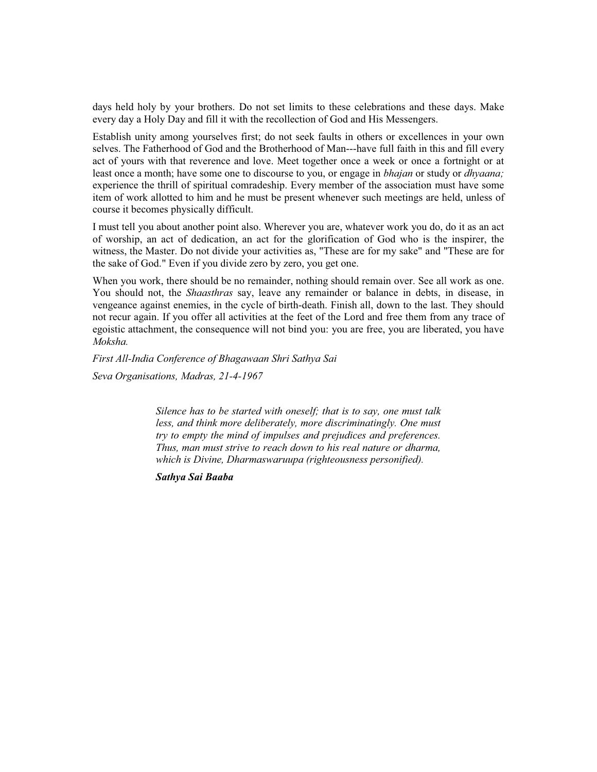days held holy by your brothers. Do not set limits to these celebrations and these days. Make every day a Holy Day and fill it with the recollection of God and His Messengers.

Establish unity among yourselves first; do not seek faults in others or excellences in your own selves. The Fatherhood of God and the Brotherhood of Man---have full faith in this and fill every act of yours with that reverence and love. Meet together once a week or once a fortnight or at least once a month; have some one to discourse to you, or engage in *bhajan* or study or *dhyaana;* experience the thrill of spiritual comradeship. Every member of the association must have some item of work allotted to him and he must be present whenever such meetings are held, unless of course it becomes physically difficult.

I must tell you about another point also. Wherever you are, whatever work you do, do it as an act of worship, an act of dedication, an act for the glorification of God who is the inspirer, the witness, the Master. Do not divide your activities as, "These are for my sake" and "These are for the sake of God." Even if you divide zero by zero, you get one.

When you work, there should be no remainder, nothing should remain over. See all work as one. You should not, the *Shaasthras* say, leave any remainder or balance in debts, in disease, in vengeance against enemies, in the cycle of birth-death. Finish all, down to the last. They should not recur again. If you offer all activities at the feet of the Lord and free them from any trace of egoistic attachment, the consequence will not bind you: you are free, you are liberated, you have *Moksha.*

*First All-India Conference of Bhagawaan Shri Sathya Sai*

*Seva Organisations, Madras, 21-4-1967*

*Silence has to be started with oneself; that is to say, one must talk less, and think more deliberately, more discriminatingly. One must try to empty the mind of impulses and prejudices and preferences. Thus, man must strive to reach down to his real nature or dharma, which is Divine, Dharmaswaruupa (righteousness personified).*

***Sathya Sai Baaba***